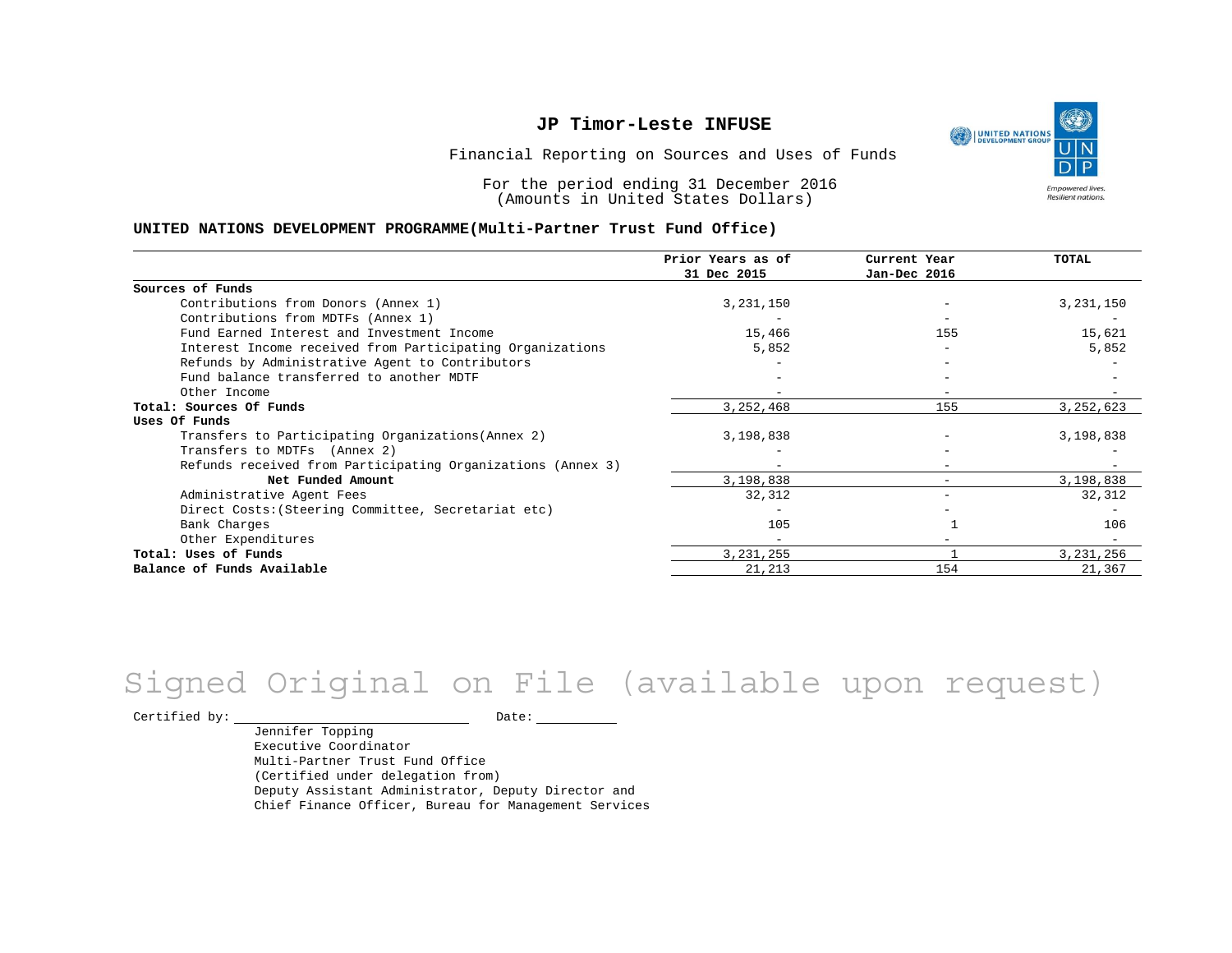# JP Timor-Leste INFUSE

Financial Reporting on Sources and Uses of Funds

For the period ending 31 December 2016
(Amounts in United States Dollars)

## UNITED NATIONS DEVELOPMENT PROGRAMME(Multi-Partner Trust Fund Office)

| | Prior Years as of 31 Dec 2015 | Current Year Jan-Dec 2016 | TOTAL |
|---|---|---|---|
| **Sources of Funds** | | | |
| Contributions from Donors (Annex 1) | 3,231,150 | - | 3,231,150 |
| Contributions from MDTFs (Annex 1) | - | - | - |
| Fund Earned Interest and Investment Income | 15,466 | 155 | 15,621 |
| Interest Income received from Participating Organizations | 5,852 | - | 5,852 |
| Refunds by Administrative Agent to Contributors | - | - | - |
| Fund balance transferred to another MDTF | - | - | - |
| Other Income | - | - | - |
| **Total: Sources Of Funds** | 3,252,468 | 155 | 3,252,623 |
| **Uses Of Funds** | | | |
| Transfers to Participating Organizations(Annex 2) | 3,198,838 | - | 3,198,838 |
| Transfers to MDTFs (Annex 2) | - | - | - |
| Refunds received from Participating Organizations (Annex 3) | - | - | - |
| **Net Funded Amount** | 3,198,838 | - | 3,198,838 |
| Administrative Agent Fees | 32,312 | - | 32,312 |
| Direct Costs:(Steering Committee, Secretariat etc) | - | - | - |
| Bank Charges | 105 | 1 | 106 |
| Other Expenditures | - | - | - |
| **Total: Uses of Funds** | 3,231,255 | 1 | 3,231,256 |
| **Balance of Funds Available** | 21,213 | 154 | 21,367 |

Signed Original on File (available upon request)

Certified by: ______________________ Date: __________

Jennifer Topping
Executive Coordinator
Multi-Partner Trust Fund Office
(Certified under delegation from)
Deputy Assistant Administrator, Deputy Director and
Chief Finance Officer, Bureau for Management Services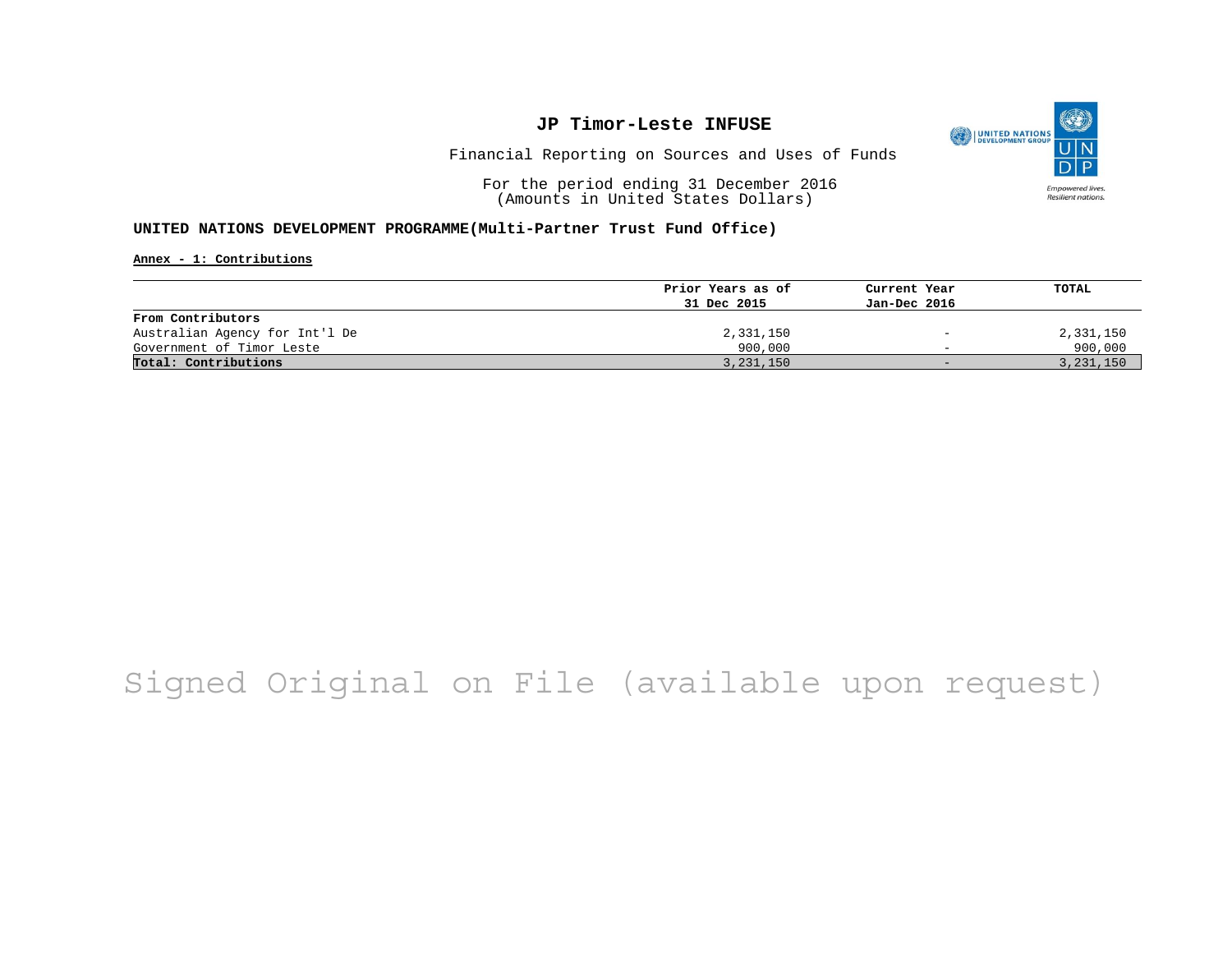# JP Timor-Leste INFUSE

Financial Reporting on Sources and Uses of Funds

For the period ending 31 December 2016
(Amounts in United States Dollars)

**UNITED NATIONS DEVELOPMENT PROGRAMME(Multi-Partner Trust Fund Office)**

**Annex - 1: Contributions**

| | Prior Years as of 31 Dec 2015 | Current Year Jan-Dec 2016 | TOTAL |
|---|---|---|---|
| **From Contributors** | | | |
| Australian Agency for Int'l De | 2,331,150 | - | 2,331,150 |
| Government of Timor Leste | 900,000 | - | 900,000 |
| **Total: Contributions** | 3,231,150 | - | 3,231,150 |

Signed Original on File (available upon request)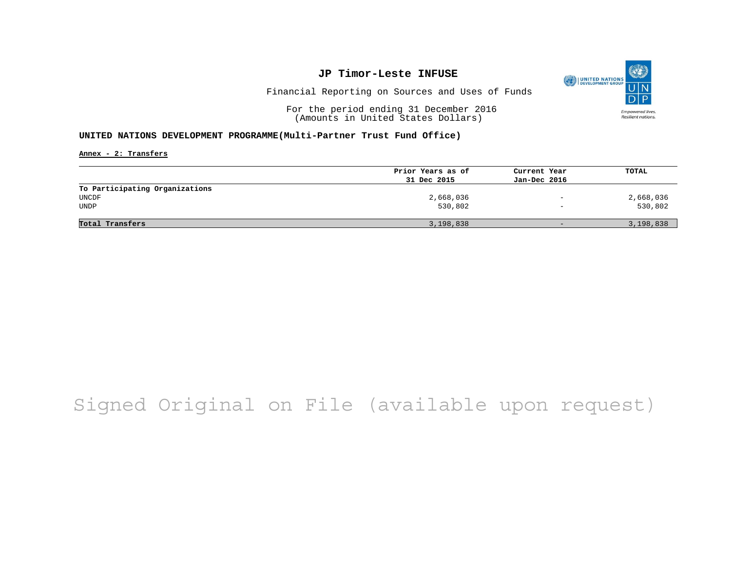# JP Timor-Leste INFUSE

Financial Reporting on Sources and Uses of Funds

For the period ending 31 December 2016
(Amounts in United States Dollars)

## UNITED NATIONS DEVELOPMENT PROGRAMME(Multi-Partner Trust Fund Office)

**Annex - 2: Transfers**

| | Prior Years as of 31 Dec 2015 | Current Year Jan-Dec 2016 | TOTAL |
|---|---|---|---|
| **To Participating Organizations** | | | |
| UNCDF | 2,668,036 | - | 2,668,036 |
| UNDP | 530,802 | - | 530,802 |
| **Total Transfers** | 3,198,838 | - | 3,198,838 |

Signed Original on File (available upon request)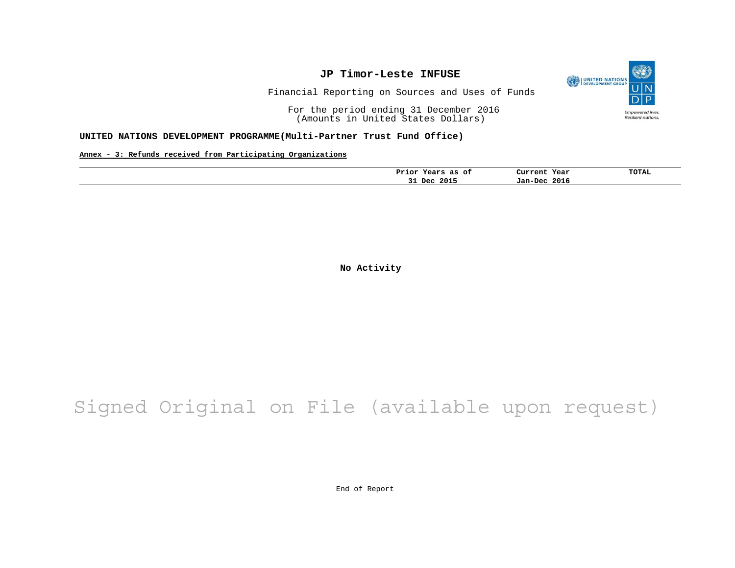# JP Timor-Leste INFUSE

Financial Reporting on Sources and Uses of Funds

For the period ending 31 December 2016
(Amounts in United States Dollars)

**UNITED NATIONS DEVELOPMENT PROGRAMME(Multi-Partner Trust Fund Office)**

**Annex - 3: Refunds received from Participating Organizations**

| | Prior Years as of 31 Dec 2015 | Current Year Jan-Dec 2016 | TOTAL |
|---|---|---|---|

**No Activity**

Signed Original on File (available upon request)

End of Report